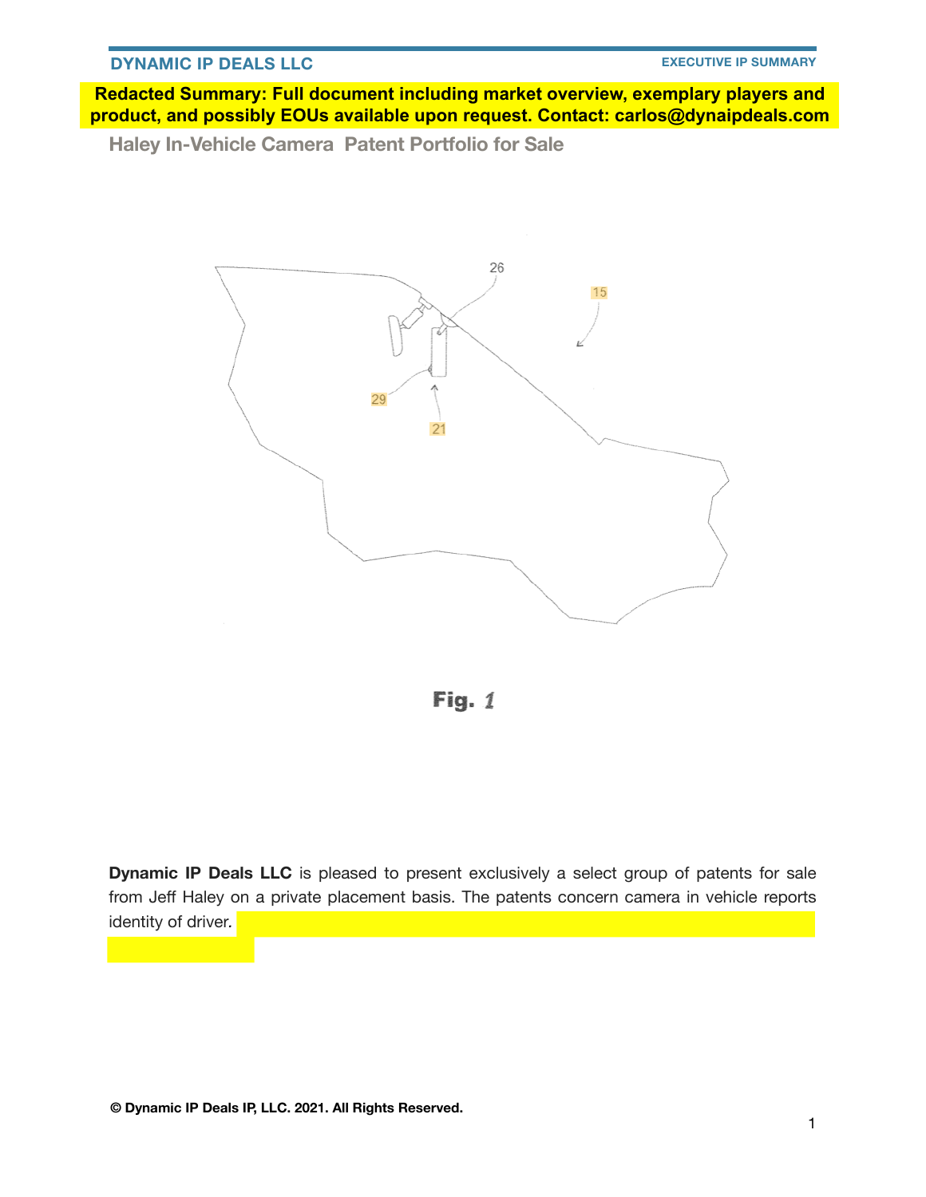**Redacted Summary: Full document including market overview, exemplary players and product, and possibly EOUs available upon request. Contact: carlos@dynaipdeals.com**

## Haley In-Vehicle Camera Patent Portfolio for Sale

26

15

29

21

Fig. 1

**Dynamic IP Deals LLC** is pleased to present exclusively a select group of patents for sale from Jeff Haley on a private placement basis. The patents concern camera in vehicle reports identity of driver.

**© Dynamic IP Deals IP, LLC. 2021. All Rights Reserved.**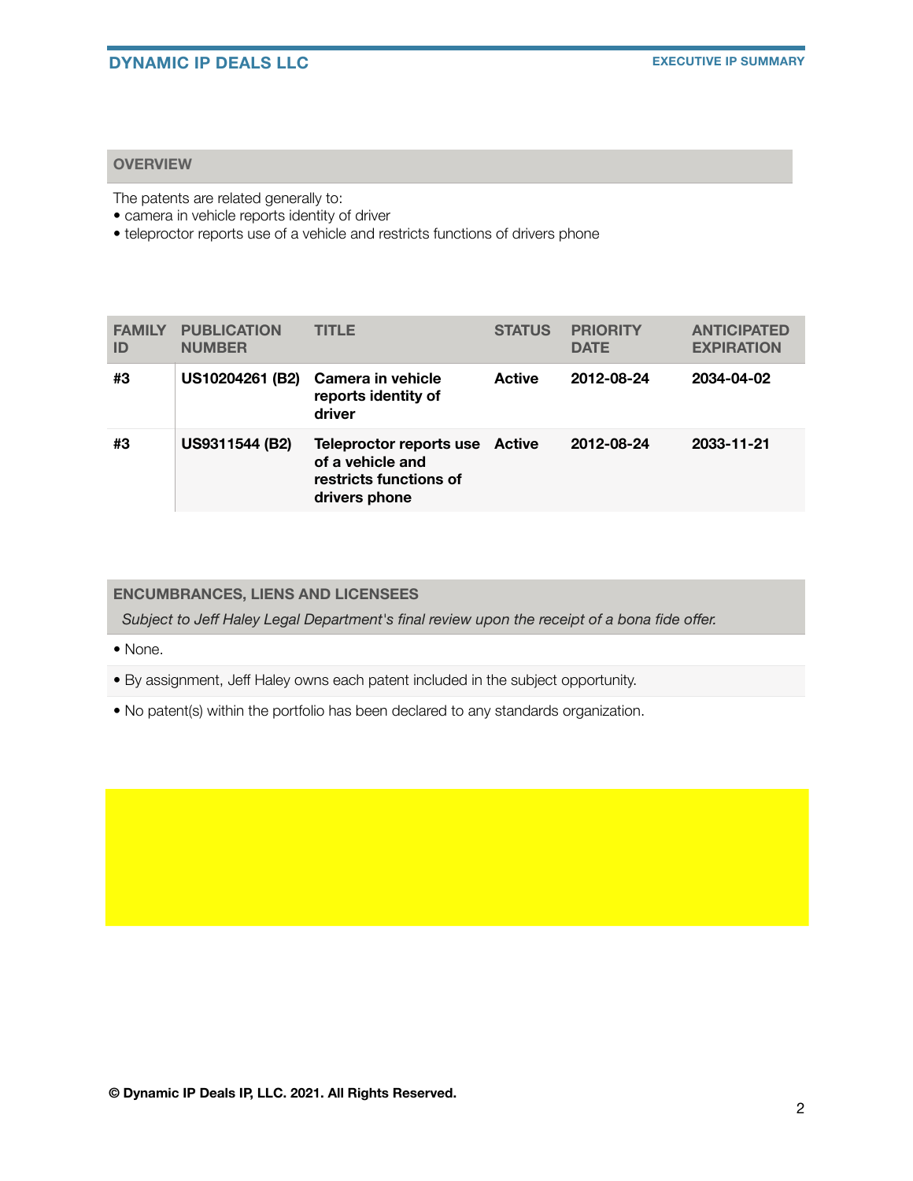## OVERVIEW

The patents are related generally to:
- camera in vehicle reports identity of driver
- teleproctor reports use of a vehicle and restricts functions of drivers phone

| FAMILY ID | PUBLICATION NUMBER | TITLE | STATUS | PRIORITY DATE | ANTICIPATED EXPIRATION |
|---|---|---|---|---|---|
| #3 | US10204261 (B2) | Camera in vehicle reports identity of driver | Active | 2012-08-24 | 2034-04-02 |
| #3 | US9311544 (B2) | Teleproctor reports use of a vehicle and restricts functions of drivers phone | Active | 2012-08-24 | 2033-11-21 |

## ENCUMBRANCES, LIENS AND LICENSEES

*Subject to Jeff Haley Legal Department's final review upon the receipt of a bona fide offer.*

- None.
- By assignment, Jeff Haley owns each patent included in the subject opportunity.
- No patent(s) within the portfolio has been declared to any standards organization.

**© Dynamic IP Deals IP, LLC. 2021. All Rights Reserved.**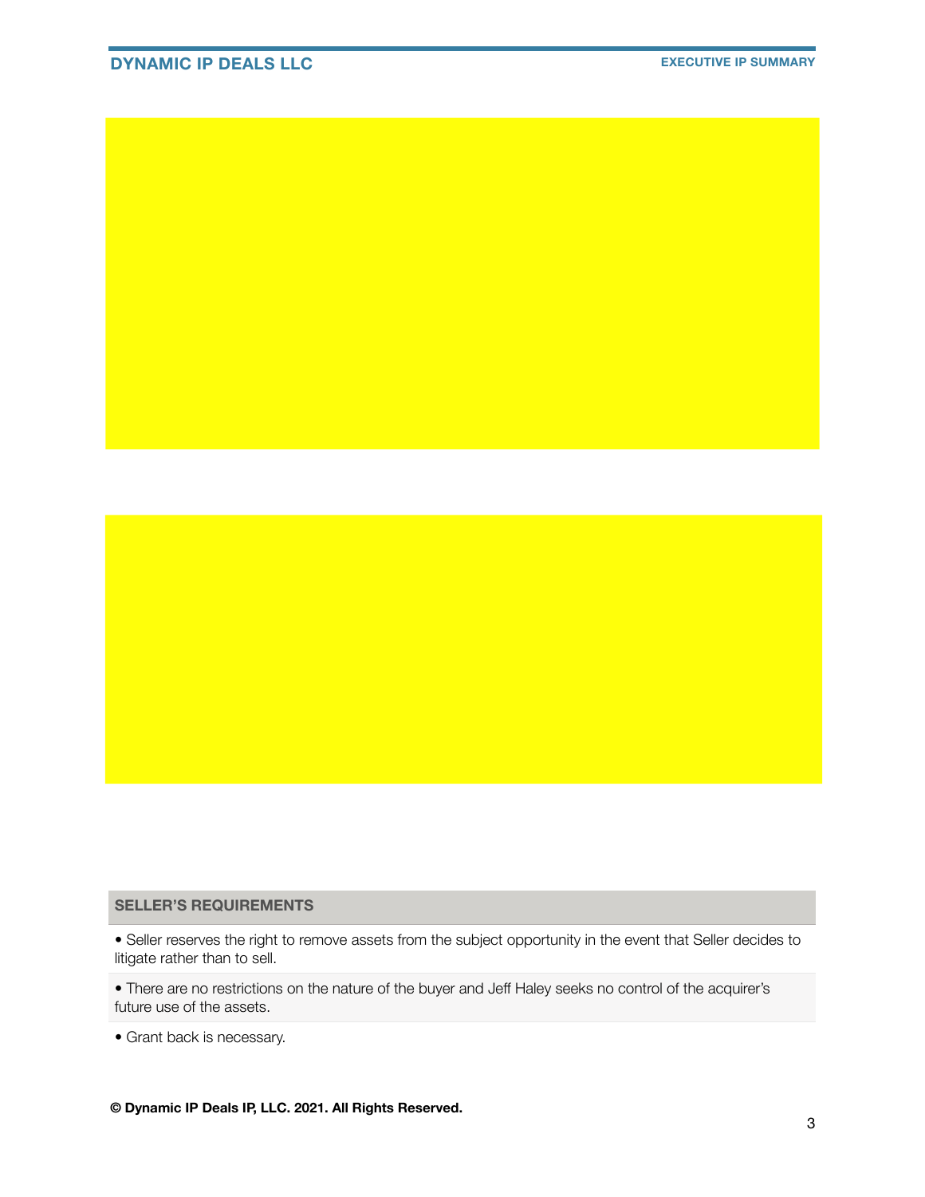## SELLER'S REQUIREMENTS

- Seller reserves the right to remove assets from the subject opportunity in the event that Seller decides to litigate rather than to sell.
- There are no restrictions on the nature of the buyer and Jeff Haley seeks no control of the acquirer's future use of the assets.
- Grant back is necessary.

**© Dynamic IP Deals IP, LLC. 2021. All Rights Reserved.**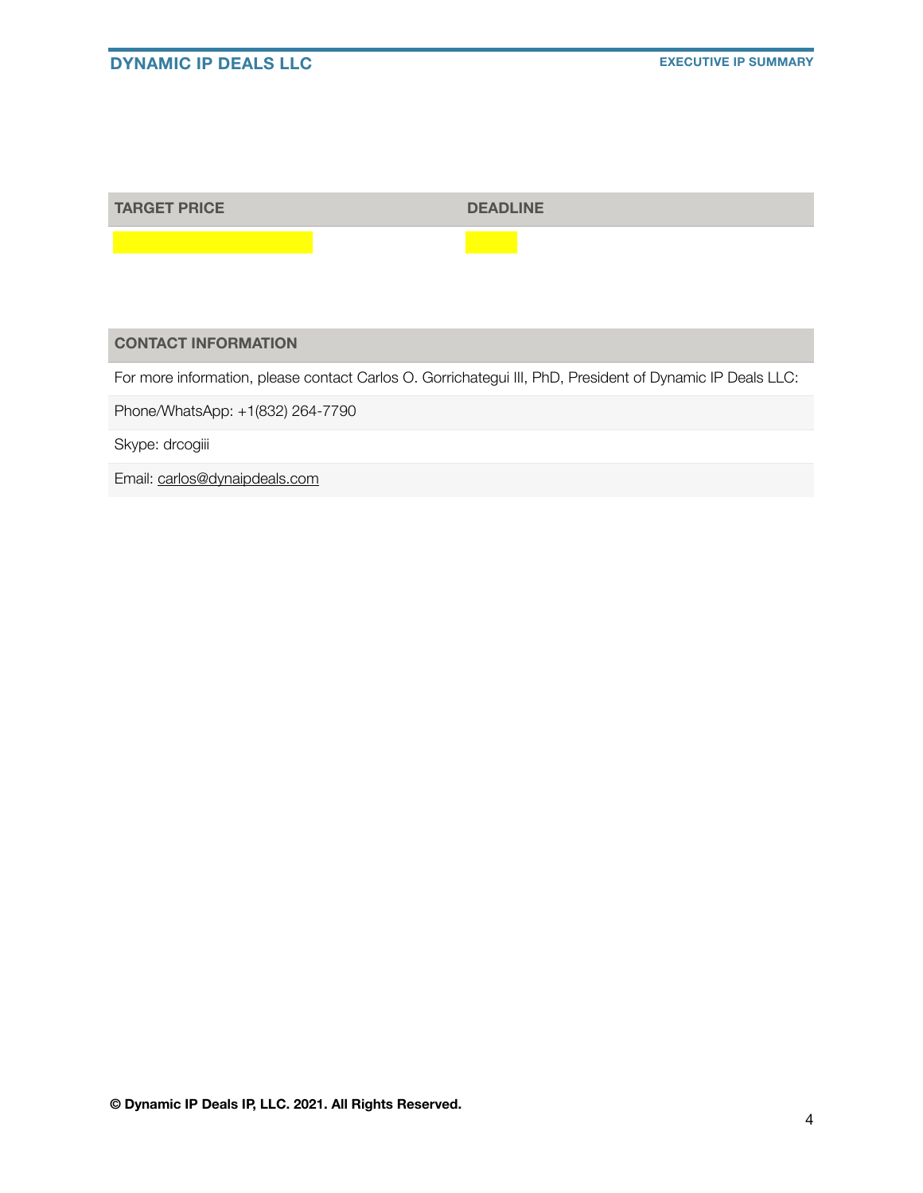| TARGET PRICE | DEADLINE |
| --- | --- |
| | |

| CONTACT INFORMATION |
| --- |
| For more information, please contact Carlos O. Gorrichategui III, PhD, President of Dynamic IP Deals LLC: |
| Phone/WhatsApp: +1(832) 264-7790 |
| Skype: drcogiii |
| Email: carlos@dynaipdeals.com |

**© Dynamic IP Deals IP, LLC. 2021. All Rights Reserved.**